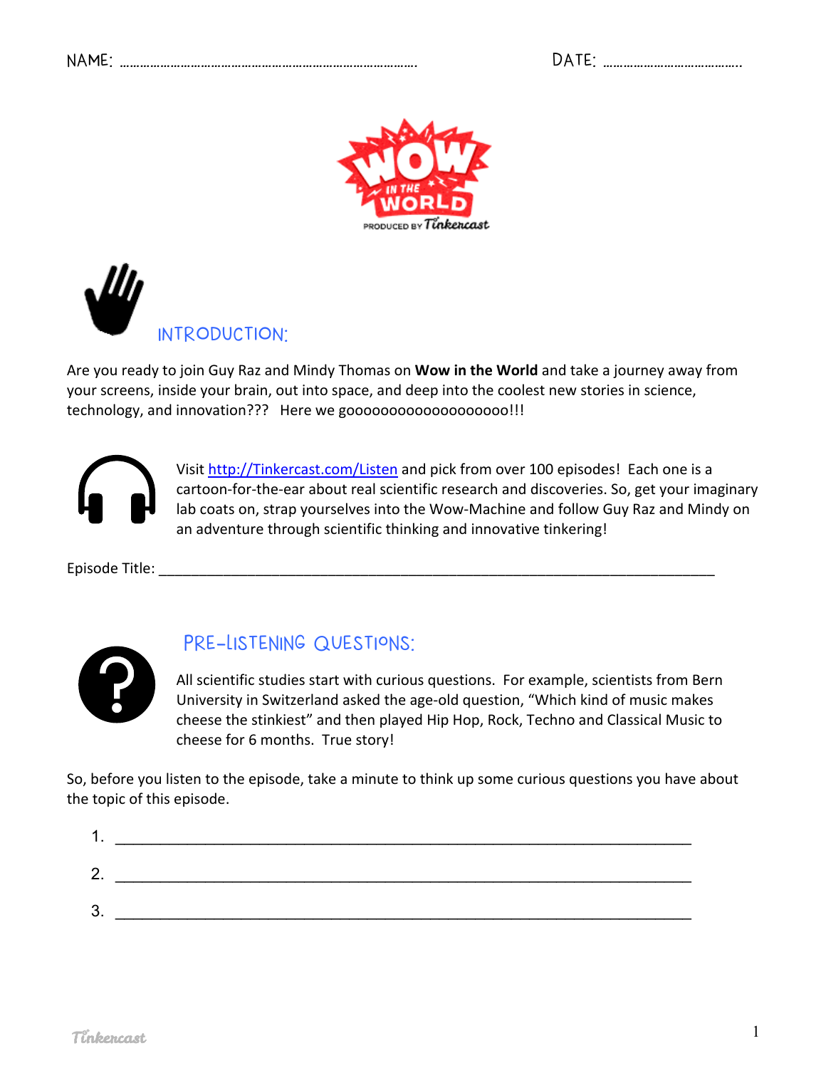NAME: ……………………………………………………………………………. DATE: …………………………………..

## INTRODUCTION:

Are you ready to join Guy Raz and Mindy Thomas on **Wow in the World** and take a journey away from your screens, inside your brain, out into space, and deep into the coolest new stories in science, technology, and innovation??? Here we gooooooooooooooooooo!!!

Visit http://Tinkercast.com/Listen and pick from over 100 episodes! Each one is a cartoon-for-the-ear about real scientific research and discoveries. So, get your imaginary lab coats on, strap yourselves into the Wow-Machine and follow Guy Raz and Mindy on an adventure through scientific thinking and innovative tinkering!

Episode Title: ______________________________________________________________________

## PRE-LISTENING QUESTIONS:

All scientific studies start with curious questions. For example, scientists from Bern University in Switzerland asked the age-old question, "Which kind of music makes cheese the stinkiest" and then played Hip Hop, Rock, Techno and Classical Music to cheese for 6 months. True story!

So, before you listen to the episode, take a minute to think up some curious questions you have about the topic of this episode.

1. ____________________________________________________________________
2. ____________________________________________________________________
3. ____________________________________________________________________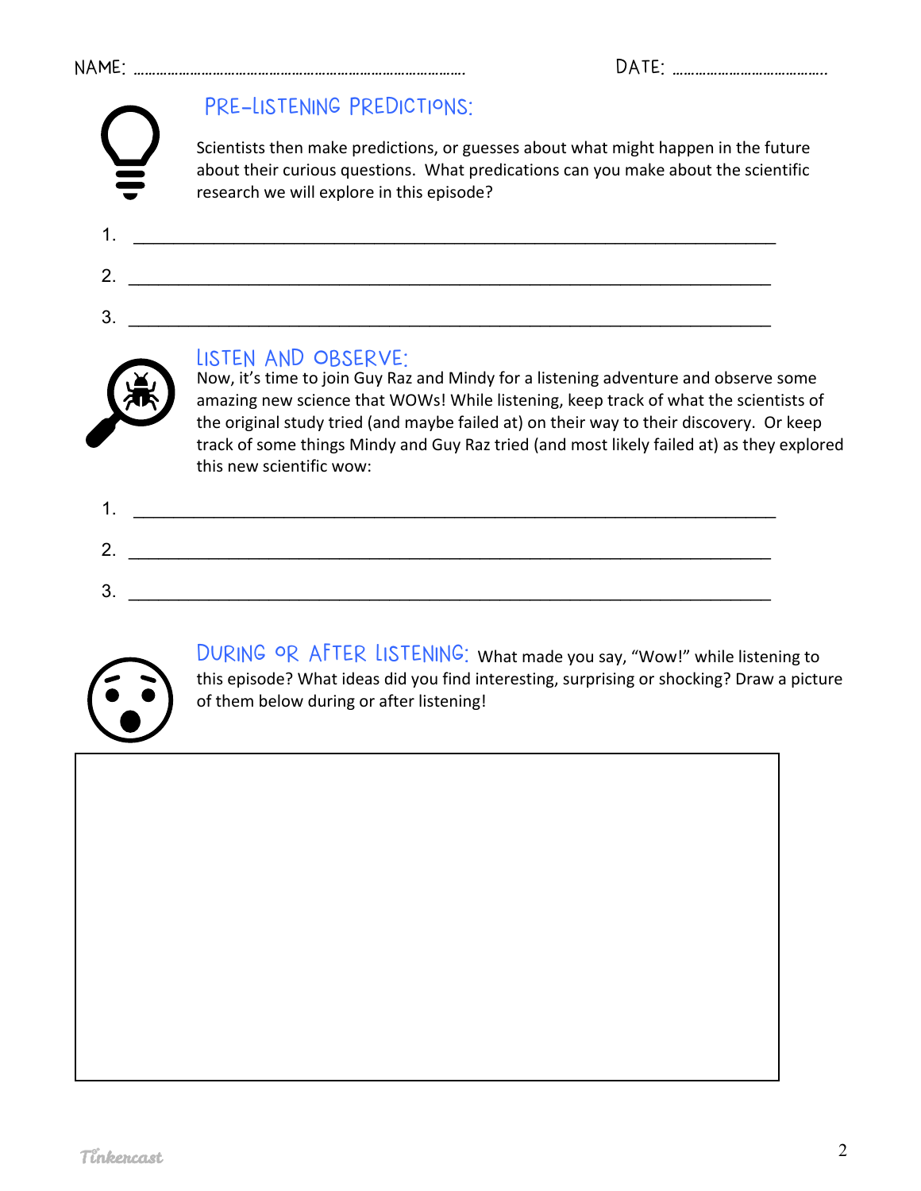NAME: ………………………………………………………………………….  DATE: ………………………………….

## PRE-LISTENING PREDICTIONS:

Scientists then make predictions, or guesses about what might happen in the future about their curious questions. What predications can you make about the scientific research we will explore in this episode?

1. ____________________________________________________________

2. ____________________________________________________________

3. ____________________________________________________________

## LISTEN AND OBSERVE:

Now, it's time to join Guy Raz and Mindy for a listening adventure and observe some amazing new science that WOWs! While listening, keep track of what the scientists of the original study tried (and maybe failed at) on their way to their discovery. Or keep track of some things Mindy and Guy Raz tried (and most likely failed at) as they explored this new scientific wow:

1. ____________________________________________________________

2. ____________________________________________________________

3. ____________________________________________________________

## DURING OR AFTER LISTENING:

What made you say, "Wow!" while listening to this episode? What ideas did you find interesting, surprising or shocking? Draw a picture of them below during or after listening!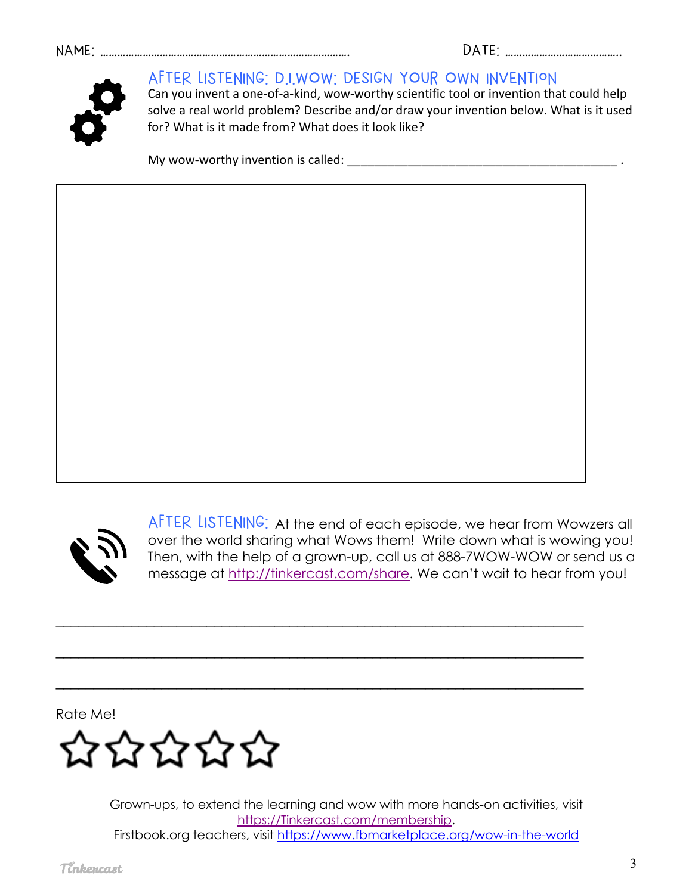NAME: ……………………………………………………………………………. DATE: ………………………………….

## AFTER LISTENING: D.I.WOW: DESIGN YOUR OWN INVENTION

Can you invent a one-of-a-kind, wow-worthy scientific tool or invention that could help solve a real world problem? Describe and/or draw your invention below. What is it used for? What is it made from? What does it look like?

My wow-worthy invention is called: ___________________________________________ .

## AFTER LISTENING:

At the end of each episode, we hear from Wowzers all over the world sharing what Wows them! Write down what is wowing you! Then, with the help of a grown-up, call us at 888-7WOW-WOW or send us a message at http://tinkercast.com/share. We can't wait to hear from you!

___________________________________________________________________________

___________________________________________________________________________

___________________________________________________________________________

Rate Me!

☆☆☆☆☆

Grown-ups, to extend the learning and wow with more hands-on activities, visit https://Tinkercast.com/membership.
Firstbook.org teachers, visit https://www.fbmarketplace.org/wow-in-the-world